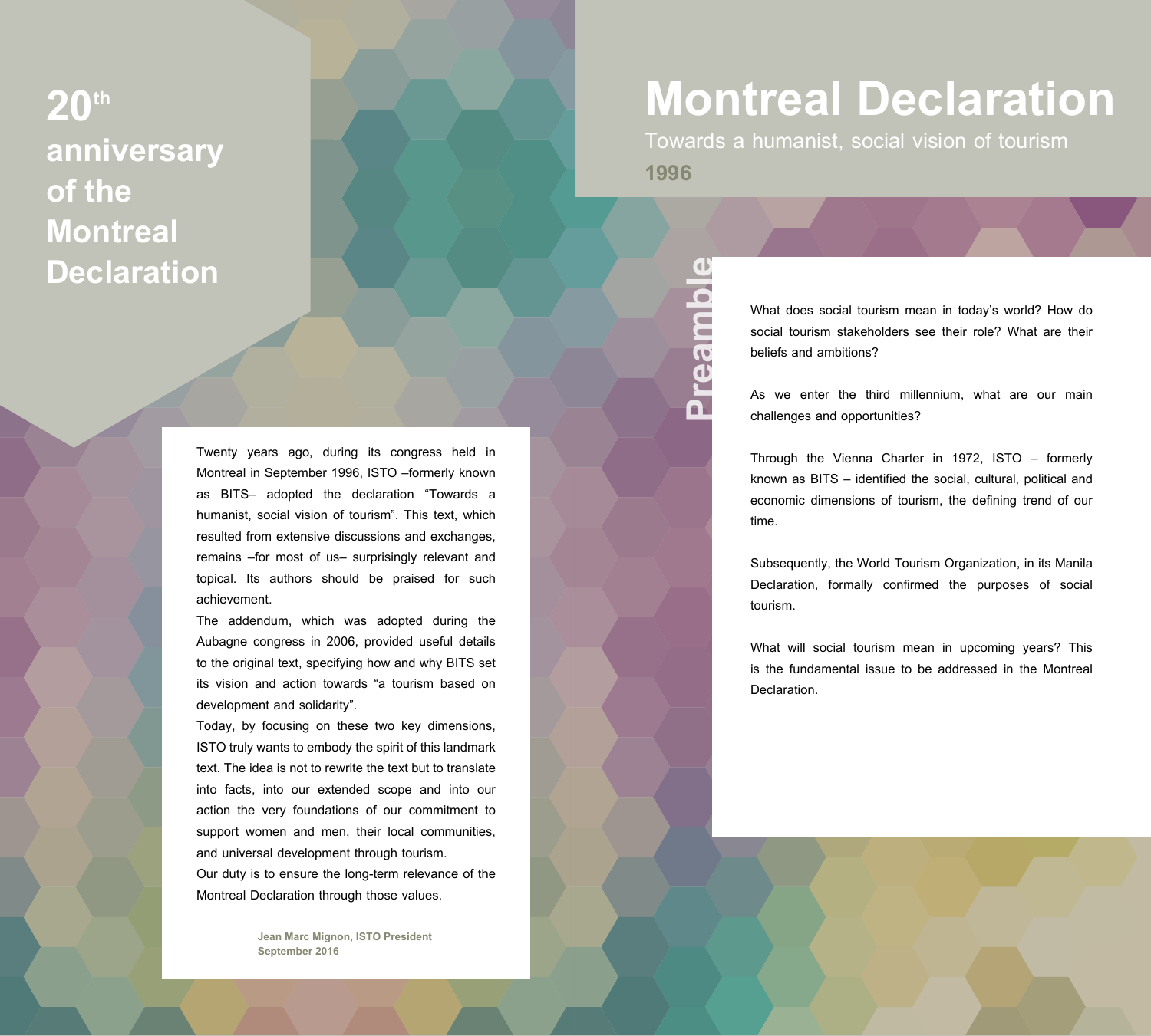# 20th anniversary of the Montreal Declaration

Twenty years ago, during its congress held in Montreal in September 1996, ISTO –formerly known as BITS– adopted the declaration "Towards a humanist, social vision of tourism". This text, which resulted from extensive discussions and exchanges, remains –for most of us– surprisingly relevant and topical. Its authors should be praised for such achievement.

The addendum, which was adopted during the Aubagne congress in 2006, provided useful details to the original text, specifying how and why BITS set its vision and action towards "a tourism based on development and solidarity".

Today, by focusing on these two key dimensions, ISTO truly wants to embody the spirit of this landmark text. The idea is not to rewrite the text but to translate into facts, into our extended scope and into our action the very foundations of our commitment to support women and men, their local communities, and universal development through tourism.

Our duty is to ensure the long-term relevance of the Montreal Declaration through those values.

**Jean Marc Mignon, ISTO President**
**September 2016**

# Montreal Declaration

Towards a humanist, social vision of tourism

**1996**

## Preamble

What does social tourism mean in today's world? How do social tourism stakeholders see their role? What are their beliefs and ambitions?

As we enter the third millennium, what are our main challenges and opportunities?

Through the Vienna Charter in 1972, ISTO – formerly known as BITS – identified the social, cultural, political and economic dimensions of tourism, the defining trend of our time.

Subsequently, the World Tourism Organization, in its Manila Declaration, formally confirmed the purposes of social tourism.

What will social tourism mean in upcoming years? This is the fundamental issue to be addressed in the Montreal Declaration.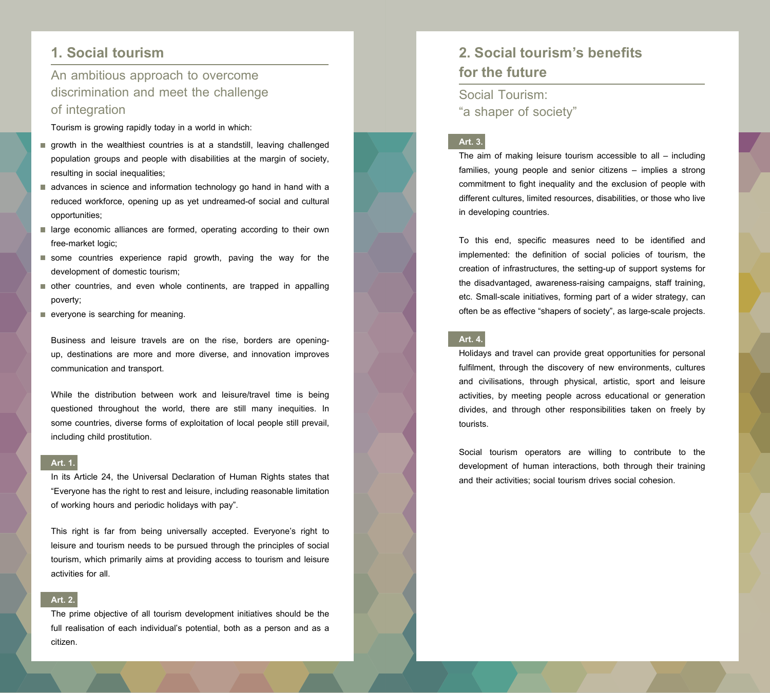## 1. Social tourism

### An ambitious approach to overcome discrimination and meet the challenge of integration

Tourism is growing rapidly today in a world in which:

- growth in the wealthiest countries is at a standstill, leaving challenged population groups and people with disabilities at the margin of society, resulting in social inequalities;
- advances in science and information technology go hand in hand with a reduced workforce, opening up as yet undreamed-of social and cultural opportunities;
- large economic alliances are formed, operating according to their own free-market logic;
- some countries experience rapid growth, paving the way for the development of domestic tourism;
- other countries, and even whole continents, are trapped in appalling poverty;
- everyone is searching for meaning.

Business and leisure travels are on the rise, borders are opening-up, destinations are more and more diverse, and innovation improves communication and transport.

While the distribution between work and leisure/travel time is being questioned throughout the world, there are still many inequities. In some countries, diverse forms of exploitation of local people still prevail, including child prostitution.

**Art. 1.**

In its Article 24, the Universal Declaration of Human Rights states that "Everyone has the right to rest and leisure, including reasonable limitation of working hours and periodic holidays with pay".

This right is far from being universally accepted. Everyone's right to leisure and tourism needs to be pursued through the principles of social tourism, which primarily aims at providing access to tourism and leisure activities for all.

**Art. 2.**

The prime objective of all tourism development initiatives should be the full realisation of each individual's potential, both as a person and as a citizen.

## 2. Social tourism's benefits for the future

### Social Tourism: "a shaper of society"

**Art. 3.**

The aim of making leisure tourism accessible to all – including families, young people and senior citizens – implies a strong commitment to fight inequality and the exclusion of people with different cultures, limited resources, disabilities, or those who live in developing countries.

To this end, specific measures need to be identified and implemented: the definition of social policies of tourism, the creation of infrastructures, the setting-up of support systems for the disadvantaged, awareness-raising campaigns, staff training, etc. Small-scale initiatives, forming part of a wider strategy, can often be as effective "shapers of society", as large-scale projects.

**Art. 4.**

Holidays and travel can provide great opportunities for personal fulfilment, through the discovery of new environments, cultures and civilisations, through physical, artistic, sport and leisure activities, by meeting people across educational or generation divides, and through other responsibilities taken on freely by tourists.

Social tourism operators are willing to contribute to the development of human interactions, both through their training and their activities; social tourism drives social cohesion.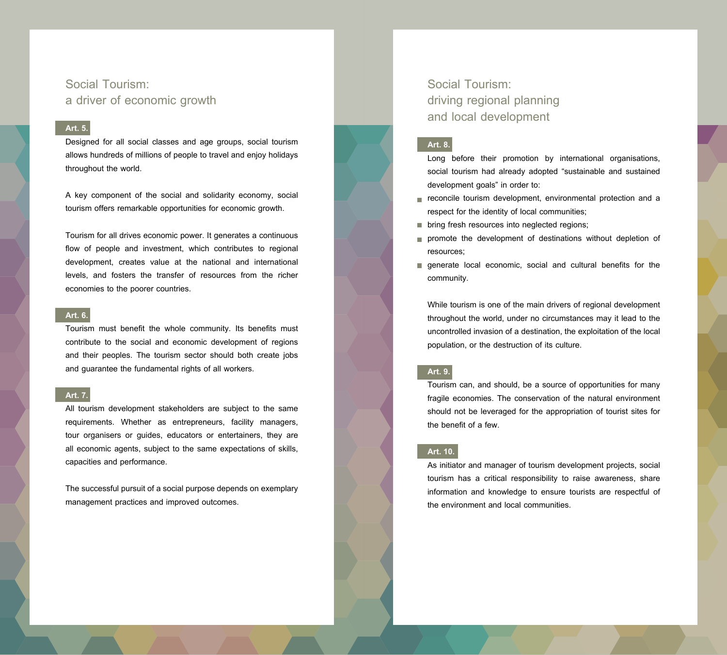## Social Tourism: a driver of economic growth

**Art. 5.**

Designed for all social classes and age groups, social tourism allows hundreds of millions of people to travel and enjoy holidays throughout the world.

A key component of the social and solidarity economy, social tourism offers remarkable opportunities for economic growth.

Tourism for all drives economic power. It generates a continuous flow of people and investment, which contributes to regional development, creates value at the national and international levels, and fosters the transfer of resources from the richer economies to the poorer countries.

**Art. 6.**

Tourism must benefit the whole community. Its benefits must contribute to the social and economic development of regions and their peoples. The tourism sector should both create jobs and guarantee the fundamental rights of all workers.

**Art. 7.**

All tourism development stakeholders are subject to the same requirements. Whether as entrepreneurs, facility managers, tour organisers or guides, educators or entertainers, they are all economic agents, subject to the same expectations of skills, capacities and performance.

The successful pursuit of a social purpose depends on exemplary management practices and improved outcomes.

## Social Tourism: driving regional planning and local development

**Art. 8.**

Long before their promotion by international organisations, social tourism had already adopted “sustainable and sustained development goals” in order to:

- reconcile tourism development, environmental protection and a respect for the identity of local communities;
- bring fresh resources into neglected regions;
- promote the development of destinations without depletion of resources;
- generate local economic, social and cultural benefits for the community.

While tourism is one of the main drivers of regional development throughout the world, under no circumstances may it lead to the uncontrolled invasion of a destination, the exploitation of the local population, or the destruction of its culture.

**Art. 9.**

Tourism can, and should, be a source of opportunities for many fragile economies. The conservation of the natural environment should not be leveraged for the appropriation of tourist sites for the benefit of a few.

**Art. 10.**

As initiator and manager of tourism development projects, social tourism has a critical responsibility to raise awareness, share information and knowledge to ensure tourists are respectful of the environment and local communities.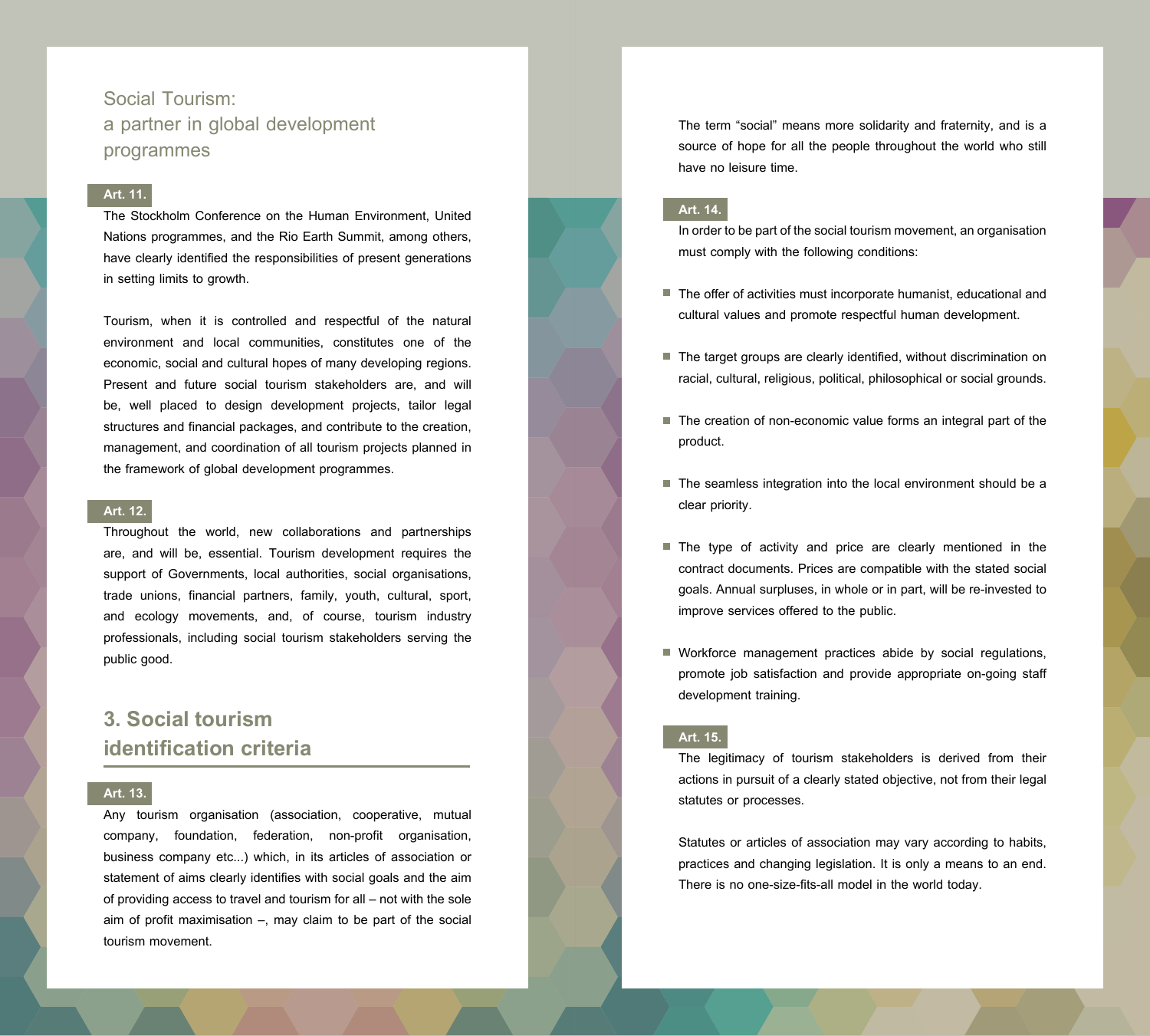## Social Tourism: a partner in global development programmes

**Art. 11.**

The Stockholm Conference on the Human Environment, United Nations programmes, and the Rio Earth Summit, among others, have clearly identified the responsibilities of present generations in setting limits to growth.

Tourism, when it is controlled and respectful of the natural environment and local communities, constitutes one of the economic, social and cultural hopes of many developing regions. Present and future social tourism stakeholders are, and will be, well placed to design development projects, tailor legal structures and financial packages, and contribute to the creation, management, and coordination of all tourism projects planned in the framework of global development programmes.

**Art. 12.**

Throughout the world, new collaborations and partnerships are, and will be, essential. Tourism development requires the support of Governments, local authorities, social organisations, trade unions, financial partners, family, youth, cultural, sport, and ecology movements, and, of course, tourism industry professionals, including social tourism stakeholders serving the public good.

## 3. Social tourism identification criteria

**Art. 13.**

Any tourism organisation (association, cooperative, mutual company, foundation, federation, non-profit organisation, business company etc...) which, in its articles of association or statement of aims clearly identifies with social goals and the aim of providing access to travel and tourism for all – not with the sole aim of profit maximisation –, may claim to be part of the social tourism movement.

The term "social" means more solidarity and fraternity, and is a source of hope for all the people throughout the world who still have no leisure time.

**Art. 14.**

In order to be part of the social tourism movement, an organisation must comply with the following conditions:

- The offer of activities must incorporate humanist, educational and cultural values and promote respectful human development.
- The target groups are clearly identified, without discrimination on racial, cultural, religious, political, philosophical or social grounds.
- The creation of non-economic value forms an integral part of the product.
- The seamless integration into the local environment should be a clear priority.
- The type of activity and price are clearly mentioned in the contract documents. Prices are compatible with the stated social goals. Annual surpluses, in whole or in part, will be re-invested to improve services offered to the public.
- Workforce management practices abide by social regulations, promote job satisfaction and provide appropriate on-going staff development training.

**Art. 15.**

The legitimacy of tourism stakeholders is derived from their actions in pursuit of a clearly stated objective, not from their legal statutes or processes.

Statutes or articles of association may vary according to habits, practices and changing legislation. It is only a means to an end. There is no one-size-fits-all model in the world today.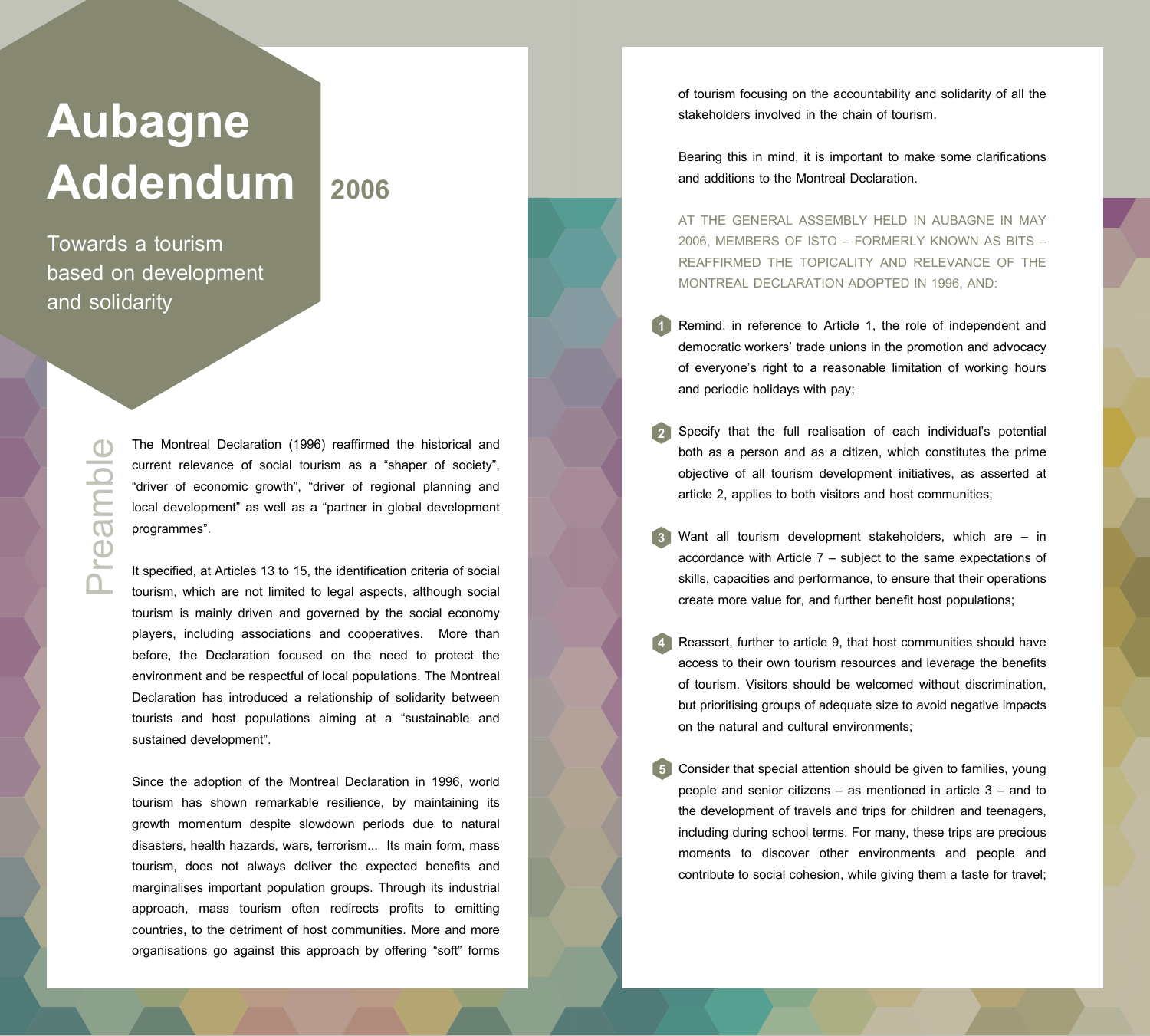# Aubagne Addendum 2006

Towards a tourism based on development and solidarity

## Preamble

The Montreal Declaration (1996) reaffirmed the historical and current relevance of social tourism as a "shaper of society", "driver of economic growth", "driver of regional planning and local development" as well as a "partner in global development programmes".

It specified, at Articles 13 to 15, the identification criteria of social tourism, which are not limited to legal aspects, although social tourism is mainly driven and governed by the social economy players, including associations and cooperatives. More than before, the Declaration focused on the need to protect the environment and be respectful of local populations. The Montreal Declaration has introduced a relationship of solidarity between tourists and host populations aiming at a "sustainable and sustained development".

Since the adoption of the Montreal Declaration in 1996, world tourism has shown remarkable resilience, by maintaining its growth momentum despite slowdown periods due to natural disasters, health hazards, wars, terrorism... Its main form, mass tourism, does not always deliver the expected benefits and marginalises important population groups. Through its industrial approach, mass tourism often redirects profits to emitting countries, to the detriment of host communities. More and more organisations go against this approach by offering "soft" forms of tourism focusing on the accountability and solidarity of all the stakeholders involved in the chain of tourism.

Bearing this in mind, it is important to make some clarifications and additions to the Montreal Declaration.

AT THE GENERAL ASSEMBLY HELD IN AUBAGNE IN MAY 2006, MEMBERS OF ISTO – FORMERLY KNOWN AS BITS – REAFFIRMED THE TOPICALITY AND RELEVANCE OF THE MONTREAL DECLARATION ADOPTED IN 1996, AND:

1. Remind, in reference to Article 1, the role of independent and democratic workers' trade unions in the promotion and advocacy of everyone's right to a reasonable limitation of working hours and periodic holidays with pay;
2. Specify that the full realisation of each individual's potential both as a person and as a citizen, which constitutes the prime objective of all tourism development initiatives, as asserted at article 2, applies to both visitors and host communities;
3. Want all tourism development stakeholders, which are – in accordance with Article 7 – subject to the same expectations of skills, capacities and performance, to ensure that their operations create more value for, and further benefit host populations;
4. Reassert, further to article 9, that host communities should have access to their own tourism resources and leverage the benefits of tourism. Visitors should be welcomed without discrimination, but prioritising groups of adequate size to avoid negative impacts on the natural and cultural environments;
5. Consider that special attention should be given to families, young people and senior citizens – as mentioned in article 3 – and to the development of travels and trips for children and teenagers, including during school terms. For many, these trips are precious moments to discover other environments and people and contribute to social cohesion, while giving them a taste for travel;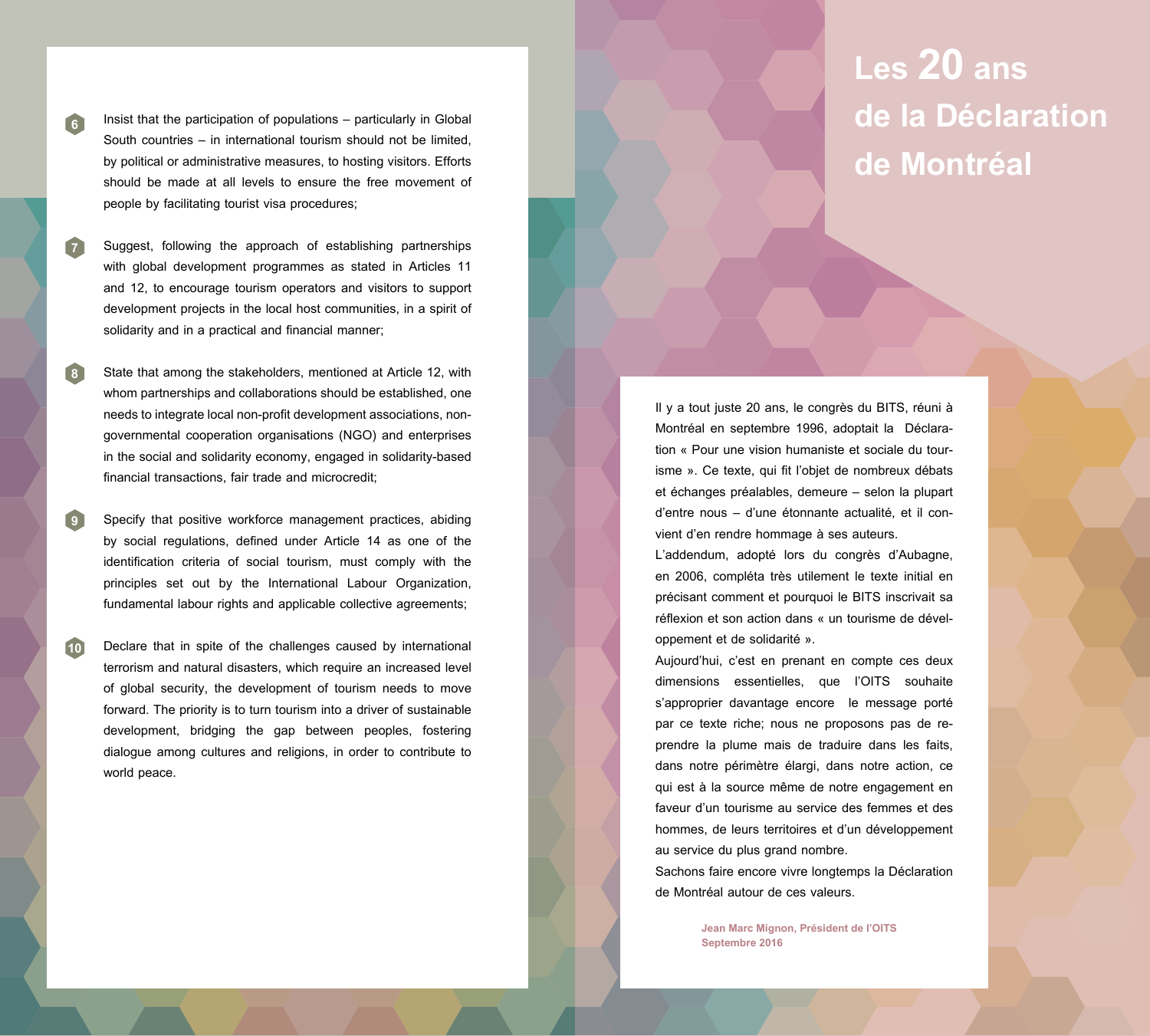6. Insist that the participation of populations – particularly in Global South countries – in international tourism should not be limited, by political or administrative measures, to hosting visitors. Efforts should be made at all levels to ensure the free movement of people by facilitating tourist visa procedures;

7. Suggest, following the approach of establishing partnerships with global development programmes as stated in Articles 11 and 12, to encourage tourism operators and visitors to support development projects in the local host communities, in a spirit of solidarity and in a practical and financial manner;

8. State that among the stakeholders, mentioned at Article 12, with whom partnerships and collaborations should be established, one needs to integrate local non-profit development associations, non-governmental cooperation organisations (NGO) and enterprises in the social and solidarity economy, engaged in solidarity-based financial transactions, fair trade and microcredit;

9. Specify that positive workforce management practices, abiding by social regulations, defined under Article 14 as one of the identification criteria of social tourism, must comply with the principles set out by the International Labour Organization, fundamental labour rights and applicable collective agreements;

10. Declare that in spite of the challenges caused by international terrorism and natural disasters, which require an increased level of global security, the development of tourism needs to move forward. The priority is to turn tourism into a driver of sustainable development, bridging the gap between peoples, fostering dialogue among cultures and religions, in order to contribute to world peace.

# Les 20 ans de la Déclaration de Montréal

Il y a tout juste 20 ans, le congrès du BITS, réuni à Montréal en septembre 1996, adoptait la Déclaration « Pour une vision humaniste et sociale du tourisme ». Ce texte, qui fit l'objet de nombreux débats et échanges préalables, demeure – selon la plupart d'entre nous – d'une étonnante actualité, et il convient d'en rendre hommage à ses auteurs.

L'addendum, adopté lors du congrès d'Aubagne, en 2006, compléta très utilement le texte initial en précisant comment et pourquoi le BITS inscrivait sa réflexion et son action dans « un tourisme de développement et de solidarité ».

Aujourd'hui, c'est en prenant en compte ces deux dimensions essentielles, que l'OITS souhaite s'approprier davantage encore le message porté par ce texte riche; nous ne proposons pas de reprendre la plume mais de traduire dans les faits, dans notre périmètre élargi, dans notre action, ce qui est à la source même de notre engagement en faveur d'un tourisme au service des femmes et des hommes, de leurs territoires et d'un développement au service du plus grand nombre.

Sachons faire encore vivre longtemps la Déclaration de Montréal autour de ces valeurs.

**Jean Marc Mignon, Président de l'OITS**
**Septembre 2016**